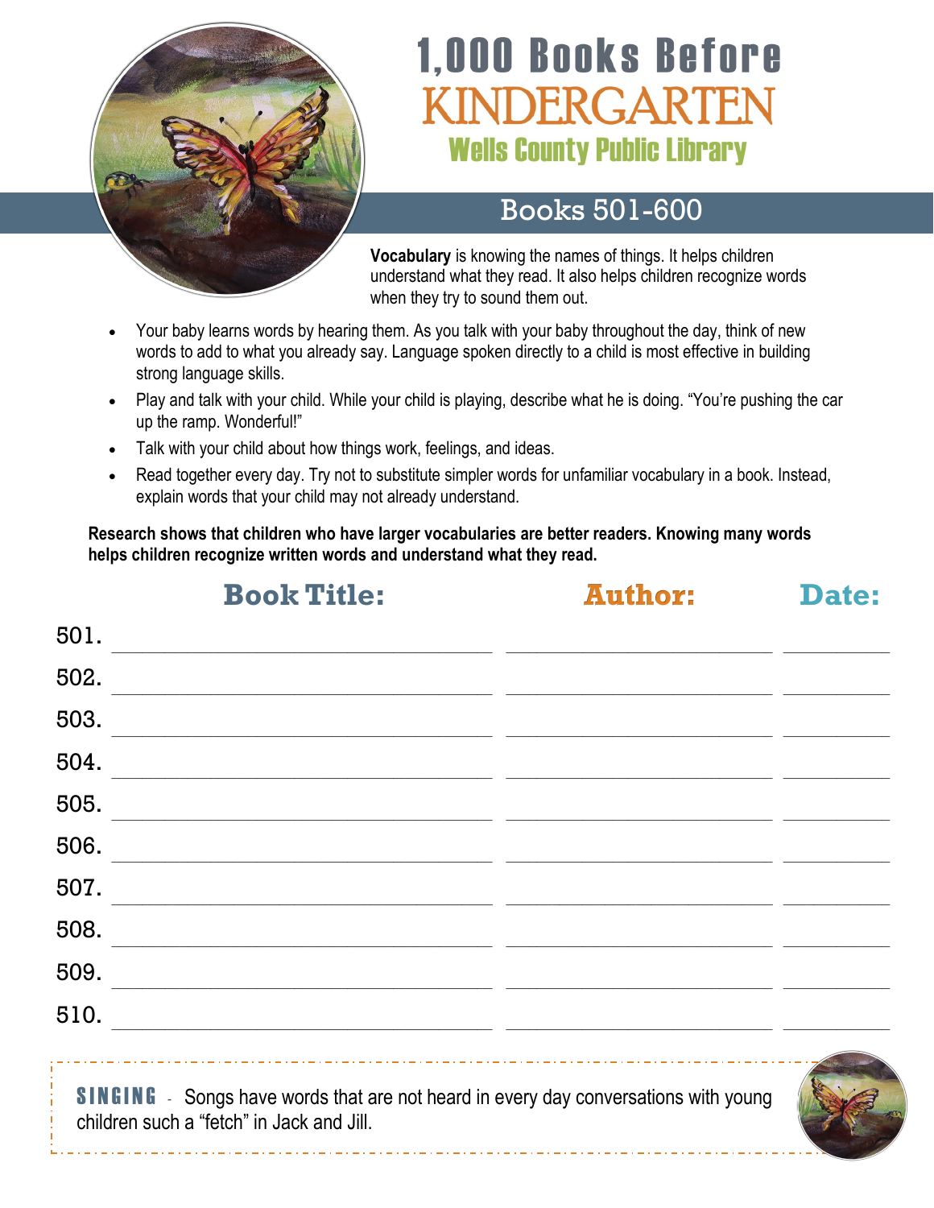# 1,000 Books Before KINDERGARTEN

## Wells County Public Library

## Books 501-600

**Vocabulary** is knowing the names of things. It helps children understand what they read. It also helps children recognize words when they try to sound them out.

- Your baby learns words by hearing them. As you talk with your baby throughout the day, think of new words to add to what you already say. Language spoken directly to a child is most effective in building strong language skills.
- Play and talk with your child. While your child is playing, describe what he is doing. "You're pushing the car up the ramp. Wonderful!"
- Talk with your child about how things work, feelings, and ideas.
- Read together every day. Try not to substitute simpler words for unfamiliar vocabulary in a book. Instead, explain words that your child may not already understand.

**Research shows that children who have larger vocabularies are better readers. Knowing many words helps children recognize written words and understand what they read.**

| | Book Title: | Author: | Date: |
|---|---|---|---|
| 501. | | | |
| 502. | | | |
| 503. | | | |
| 504. | | | |
| 505. | | | |
| 506. | | | |
| 507. | | | |
| 508. | | | |
| 509. | | | |
| 510. | | | |

**SINGING** - Songs have words that are not heard in every day conversations with young children such a "fetch" in Jack and Jill.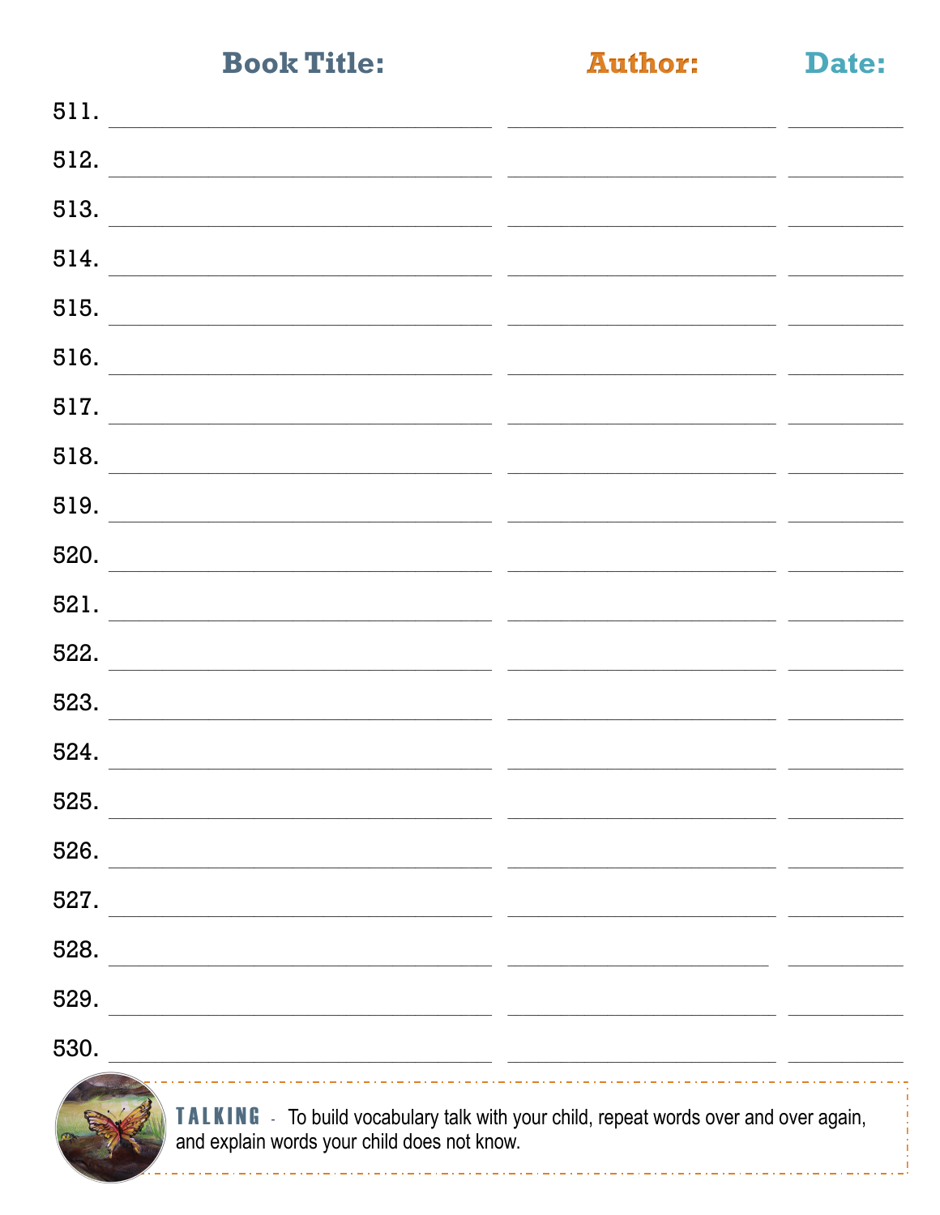| | Book Title: | Author: | Date: |
|---|---|---|---|
| 511. | | | |
| 512. | | | |
| 513. | | | |
| 514. | | | |
| 515. | | | |
| 516. | | | |
| 517. | | | |
| 518. | | | |
| 519. | | | |
| 520. | | | |
| 521. | | | |
| 522. | | | |
| 523. | | | |
| 524. | | | |
| 525. | | | |
| 526. | | | |
| 527. | | | |
| 528. | | | |
| 529. | | | |
| 530. | | | |

**TALKING** - To build vocabulary talk with your child, repeat words over and over again, and explain words your child does not know.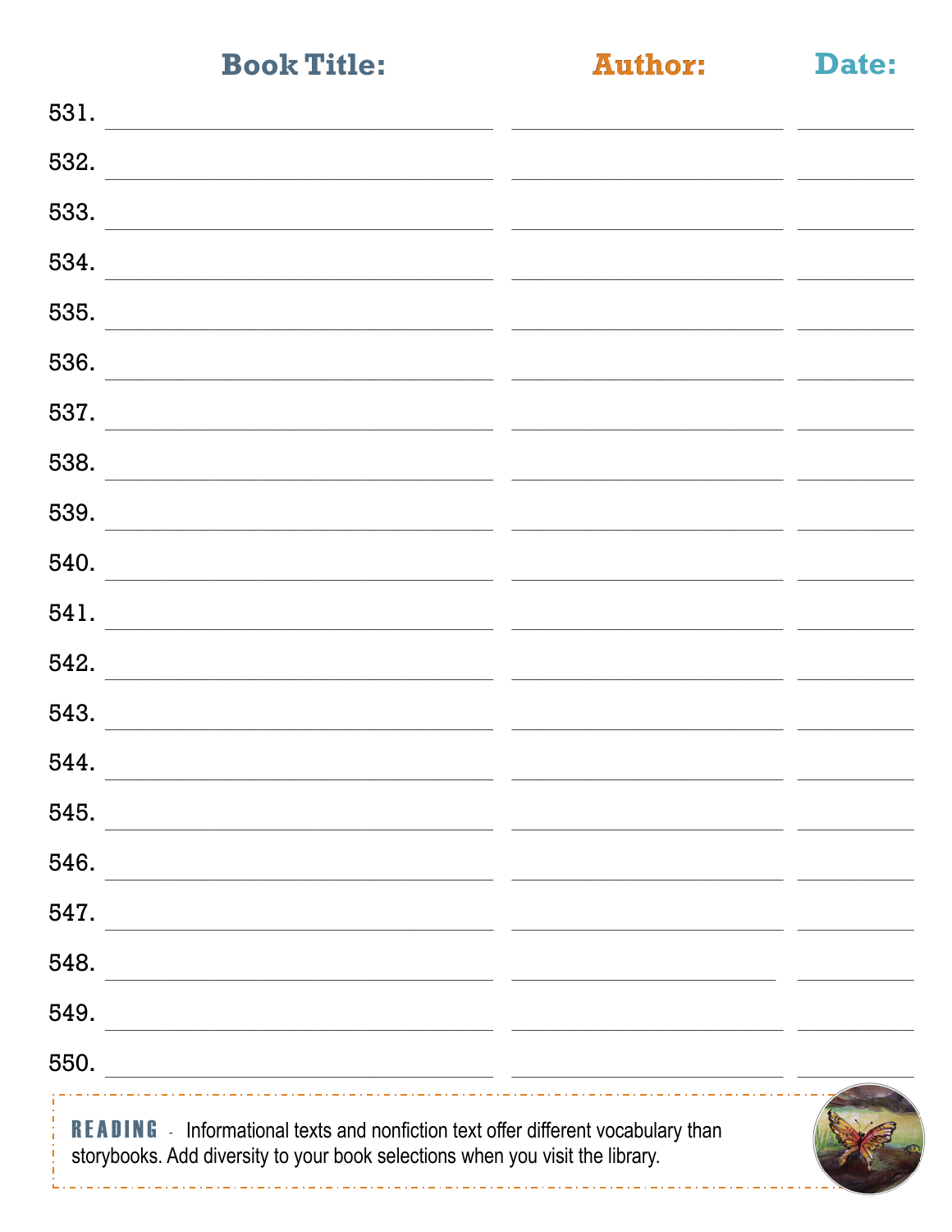| | Book Title: | Author: | Date: |
|---|---|---|---|
| 531. | | | |
| 532. | | | |
| 533. | | | |
| 534. | | | |
| 535. | | | |
| 536. | | | |
| 537. | | | |
| 538. | | | |
| 539. | | | |
| 540. | | | |
| 541. | | | |
| 542. | | | |
| 543. | | | |
| 544. | | | |
| 545. | | | |
| 546. | | | |
| 547. | | | |
| 548. | | | |
| 549. | | | |
| 550. | | | |

**READING** - Informational texts and nonfiction text offer different vocabulary than storybooks. Add diversity to your book selections when you visit the library.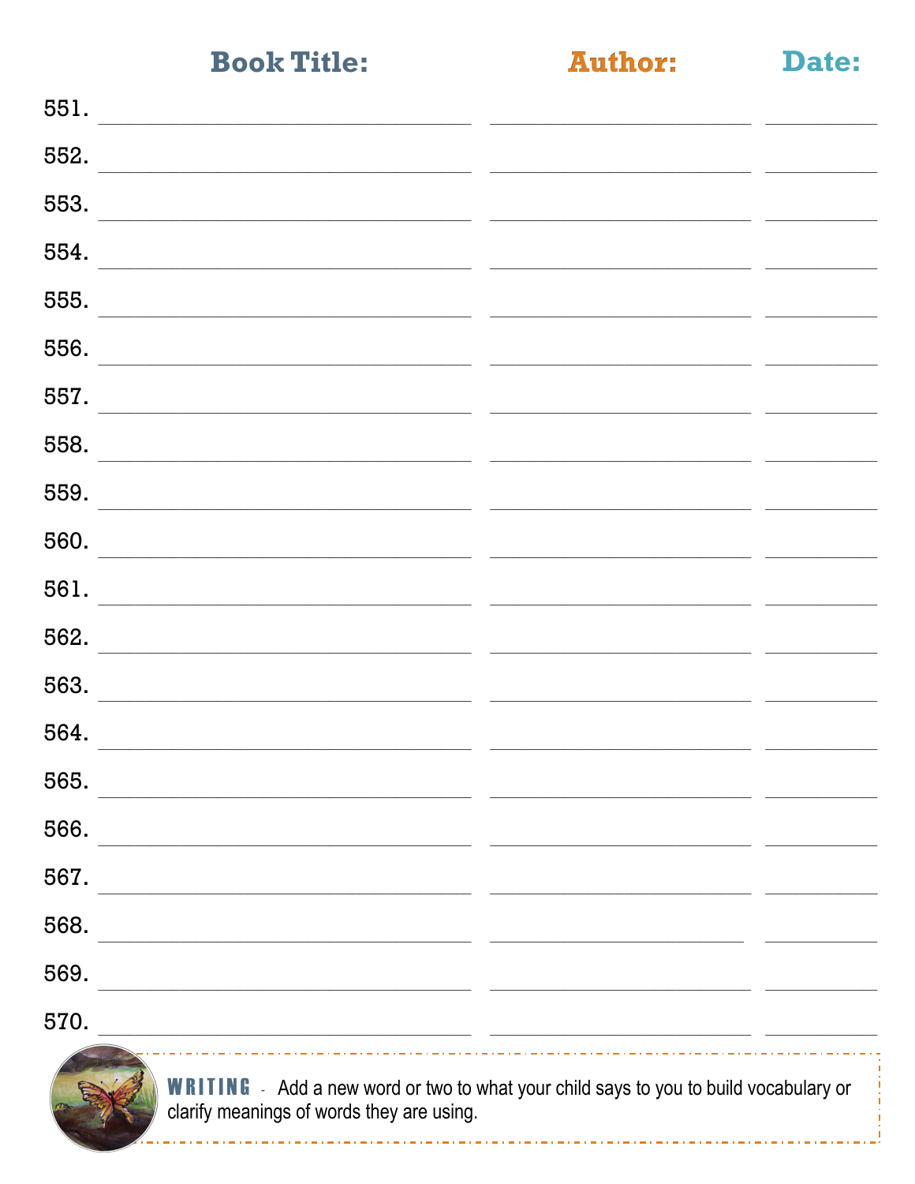| | Book Title: | Author: | Date: |
|---|---|---|---|
| 551. | | | |
| 552. | | | |
| 553. | | | |
| 554. | | | |
| 555. | | | |
| 556. | | | |
| 557. | | | |
| 558. | | | |
| 559. | | | |
| 560. | | | |
| 561. | | | |
| 562. | | | |
| 563. | | | |
| 564. | | | |
| 565. | | | |
| 566. | | | |
| 567. | | | |
| 568. | | | |
| 569. | | | |
| 570. | | | |

**WRITING** - Add a new word or two to what your child says to you to build vocabulary or clarify meanings of words they are using.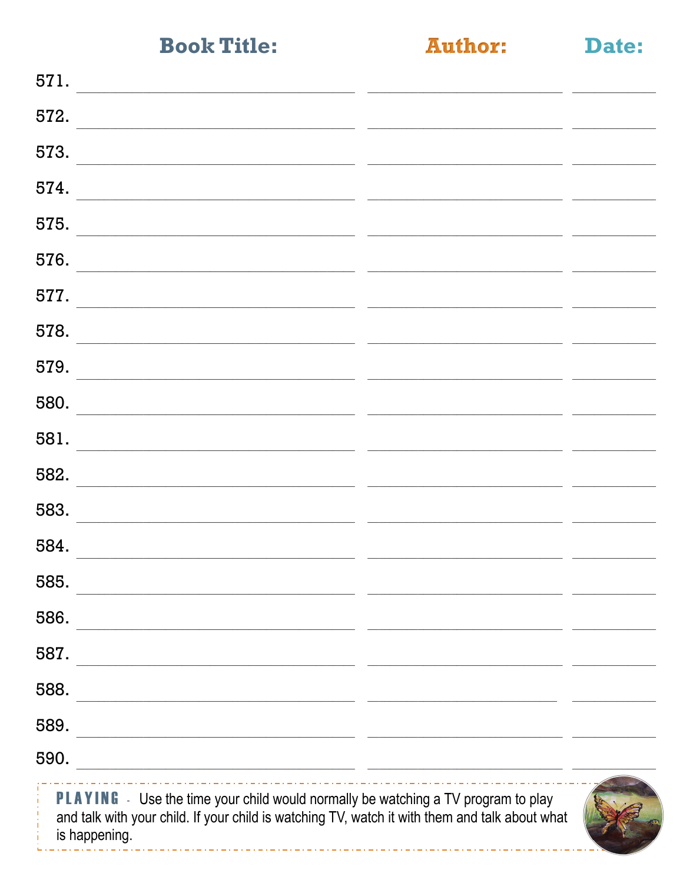| | Book Title: | Author: | Date: |
|---|---|---|---|
| 571. | | | |
| 572. | | | |
| 573. | | | |
| 574. | | | |
| 575. | | | |
| 576. | | | |
| 577. | | | |
| 578. | | | |
| 579. | | | |
| 580. | | | |
| 581. | | | |
| 582. | | | |
| 583. | | | |
| 584. | | | |
| 585. | | | |
| 586. | | | |
| 587. | | | |
| 588. | | | |
| 589. | | | |
| 590. | | | |

**PLAYING** - Use the time your child would normally be watching a TV program to play and talk with your child. If your child is watching TV, watch it with them and talk about what is happening.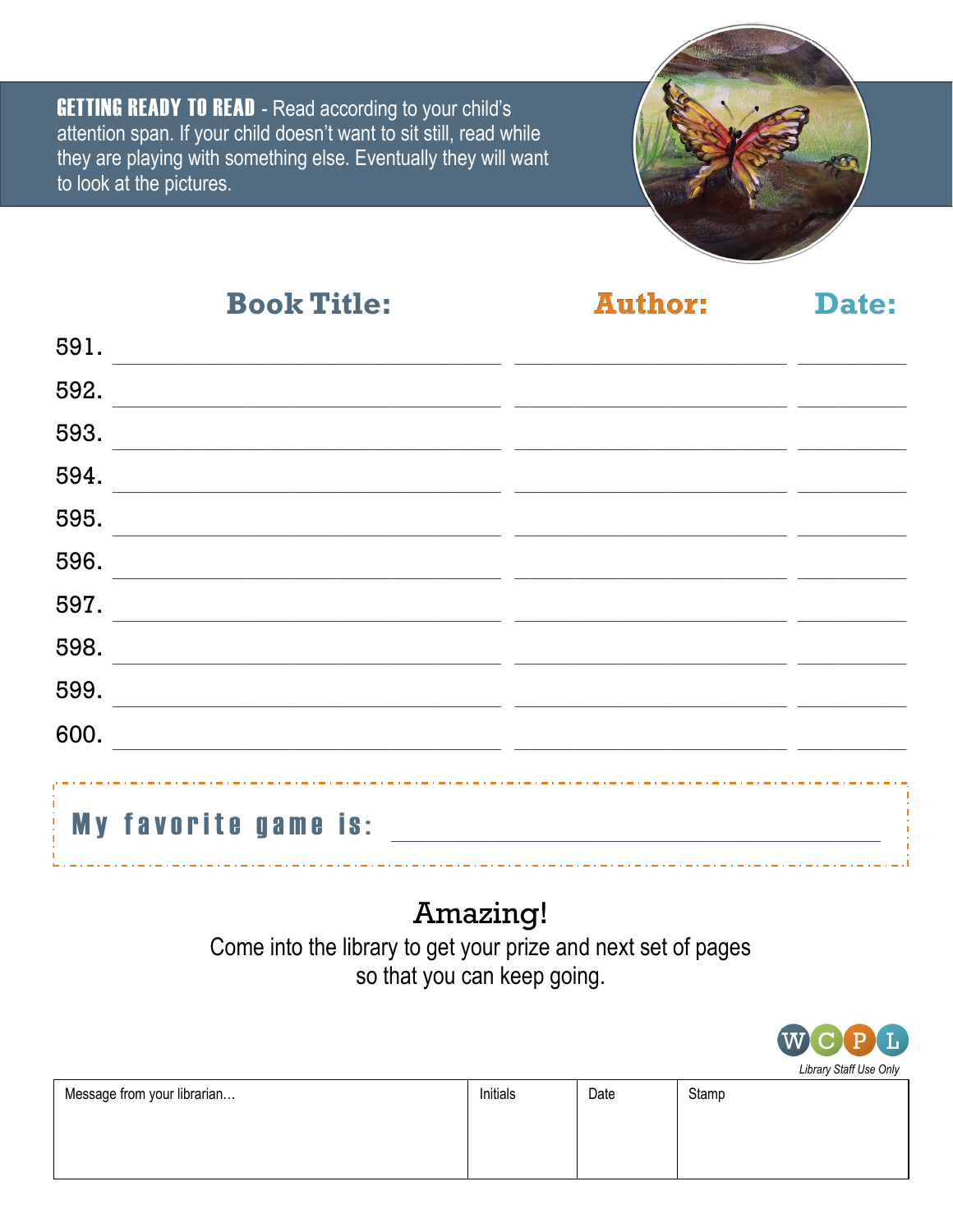**GETTING READY TO READ** - Read according to your child's attention span. If your child doesn't want to sit still, read while they are playing with something else. Eventually they will want to look at the pictures.

| | Book Title: | Author: | Date: |
|---|---|---|---|
| 591. | | | |
| 592. | | | |
| 593. | | | |
| 594. | | | |
| 595. | | | |
| 596. | | | |
| 597. | | | |
| 598. | | | |
| 599. | | | |
| 600. | | | |

**My favorite game is:** ______________________________

## Amazing!

Come into the library to get your prize and next set of pages so that you can keep going.

WCPL

*Library Staff Use Only*

| Message from your librarian... | Initials | Date | Stamp |
|---|---|---|---|
| | | | |